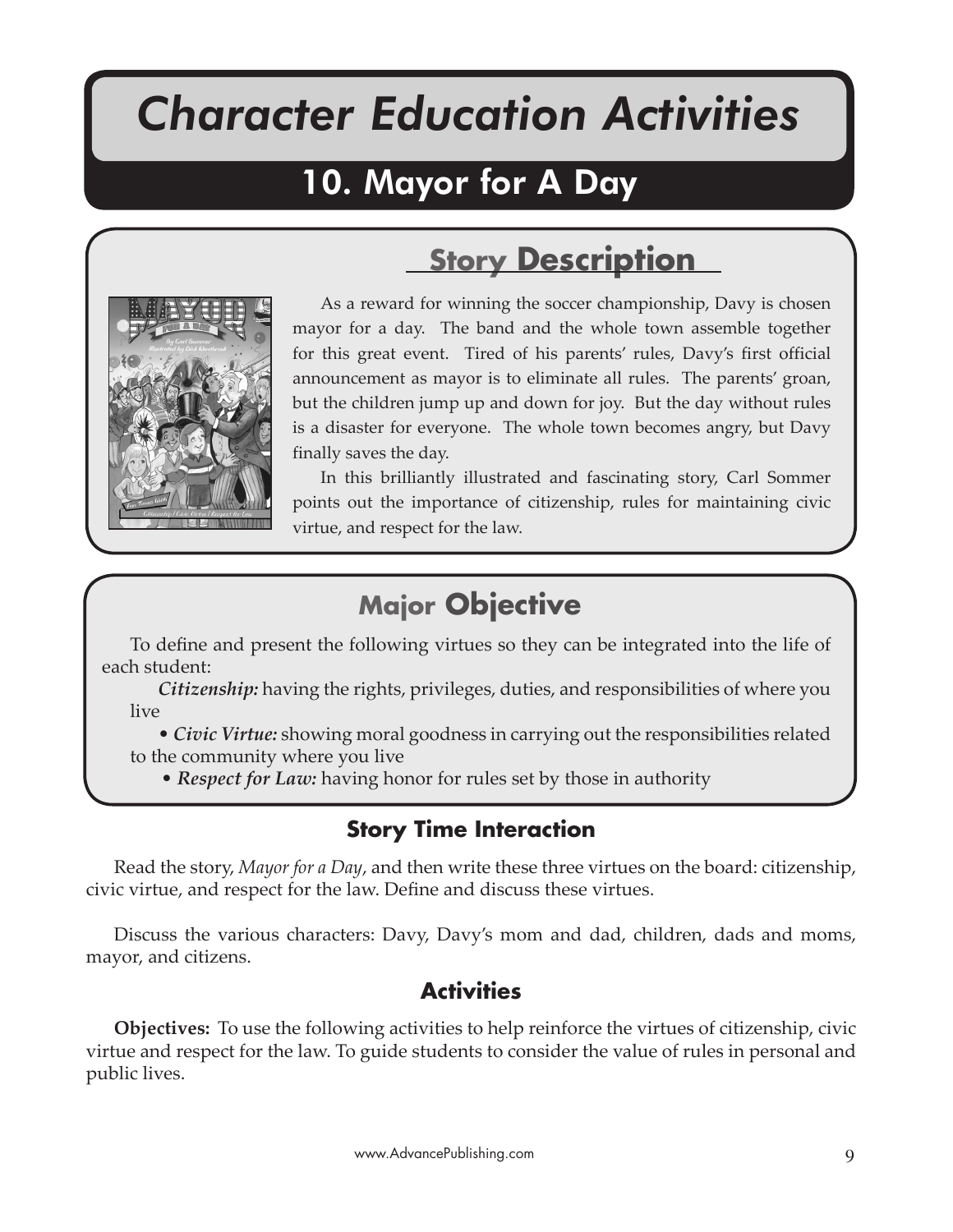# Character Education Activities

## 10. Mayor for A Day

## Story Description

As a reward for winning the soccer championship, Davy is chosen mayor for a day. The band and the whole town assemble together for this great event. Tired of his parents' rules, Davy's first official announcement as mayor is to eliminate all rules. The parents' groan, but the children jump up and down for joy. But the day without rules is a disaster for everyone. The whole town becomes angry, but Davy finally saves the day.

In this brilliantly illustrated and fascinating story, Carl Sommer points out the importance of citizenship, rules for maintaining civic virtue, and respect for the law.

## Major Objective

To define and present the following virtues so they can be integrated into the life of each student:

*Citizenship:* having the rights, privileges, duties, and responsibilities of where you live

- *Civic Virtue:* showing moral goodness in carrying out the responsibilities related to the community where you live
- *Respect for Law:* having honor for rules set by those in authority

### Story Time Interaction

Read the story, *Mayor for a Day*, and then write these three virtues on the board: citizenship, civic virtue, and respect for the law. Define and discuss these virtues.

Discuss the various characters: Davy, Davy's mom and dad, children, dads and moms, mayor, and citizens.

### Activities

**Objectives:** To use the following activities to help reinforce the virtues of citizenship, civic virtue and respect for the law. To guide students to consider the value of rules in personal and public lives.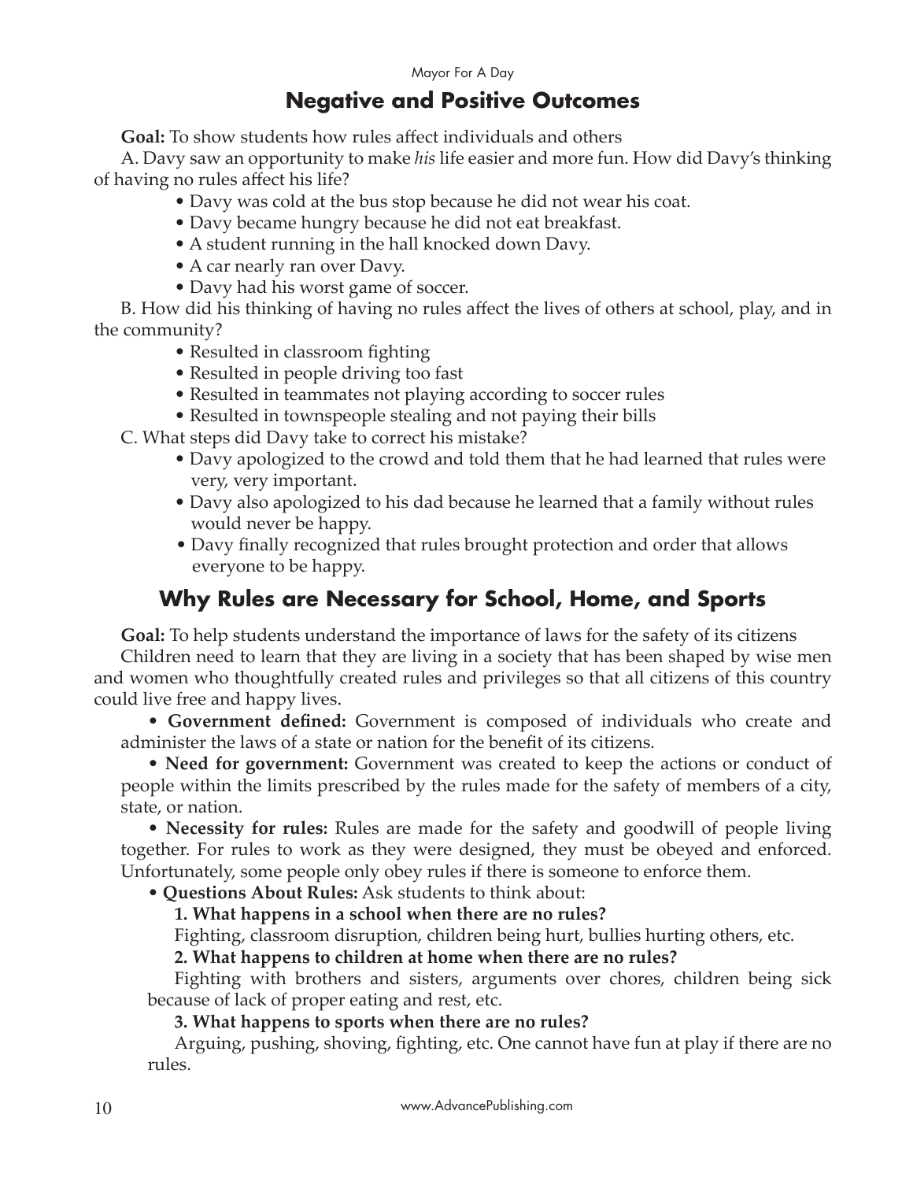## Negative and Positive Outcomes

**Goal:** To show students how rules affect individuals and others

A. Davy saw an opportunity to make *his* life easier and more fun. How did Davy's thinking of having no rules affect his life?

- Davy was cold at the bus stop because he did not wear his coat.
- Davy became hungry because he did not eat breakfast.
- A student running in the hall knocked down Davy.
- A car nearly ran over Davy.
- Davy had his worst game of soccer.

B. How did his thinking of having no rules affect the lives of others at school, play, and in the community?

- Resulted in classroom fighting
- Resulted in people driving too fast
- Resulted in teammates not playing according to soccer rules
- Resulted in townspeople stealing and not paying their bills

C. What steps did Davy take to correct his mistake?

- Davy apologized to the crowd and told them that he had learned that rules were very, very important.
- Davy also apologized to his dad because he learned that a family without rules would never be happy.
- Davy finally recognized that rules brought protection and order that allows everyone to be happy.

## Why Rules are Necessary for School, Home, and Sports

**Goal:** To help students understand the importance of laws for the safety of its citizens

Children need to learn that they are living in a society that has been shaped by wise men and women who thoughtfully created rules and privileges so that all citizens of this country could live free and happy lives.

- **Government defined:** Government is composed of individuals who create and administer the laws of a state or nation for the benefit of its citizens.
- **Need for government:** Government was created to keep the actions or conduct of people within the limits prescribed by the rules made for the safety of members of a city, state, or nation.
- **Necessity for rules:** Rules are made for the safety and goodwill of people living together. For rules to work as they were designed, they must be obeyed and enforced. Unfortunately, some people only obey rules if there is someone to enforce them.
- **Questions About Rules:** Ask students to think about:

**1. What happens in a school when there are no rules?**

Fighting, classroom disruption, children being hurt, bullies hurting others, etc.

**2. What happens to children at home when there are no rules?**

Fighting with brothers and sisters, arguments over chores, children being sick because of lack of proper eating and rest, etc.

**3. What happens to sports when there are no rules?**

Arguing, pushing, shoving, fighting, etc. One cannot have fun at play if there are no rules.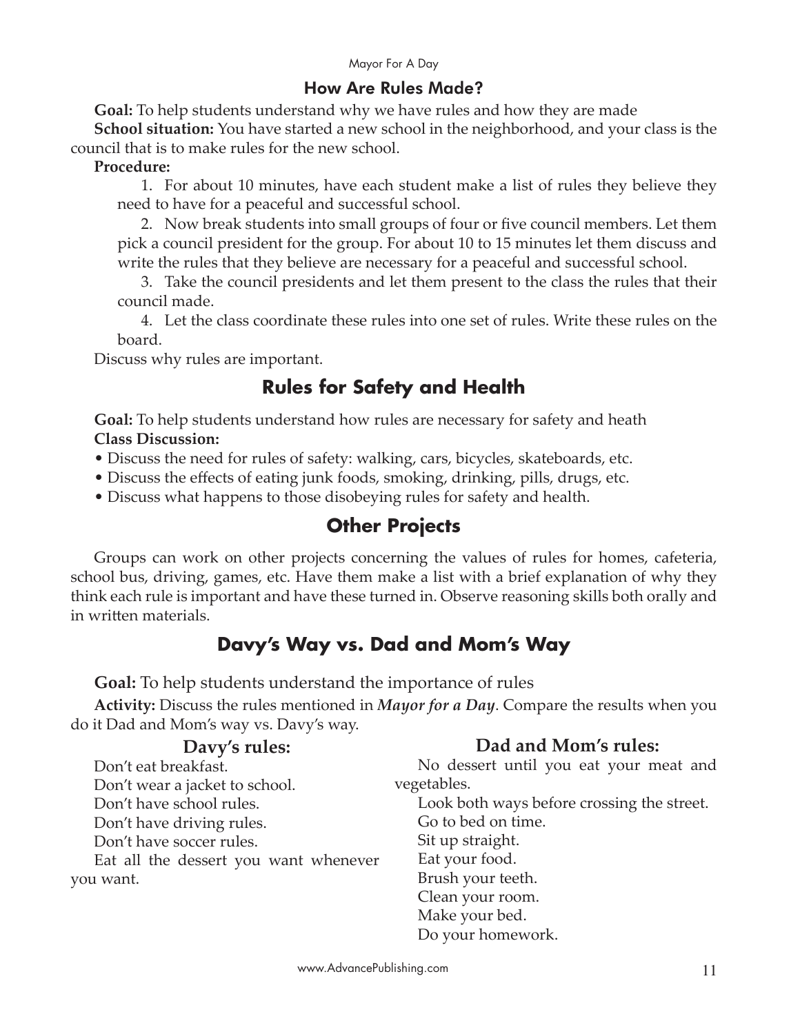## How Are Rules Made?

**Goal:** To help students understand why we have rules and how they are made

**School situation:** You have started a new school in the neighborhood, and your class is the council that is to make rules for the new school.

**Procedure:**

1. For about 10 minutes, have each student make a list of rules they believe they need to have for a peaceful and successful school.
2. Now break students into small groups of four or five council members. Let them pick a council president for the group. For about 10 to 15 minutes let them discuss and write the rules that they believe are necessary for a peaceful and successful school.
3. Take the council presidents and let them present to the class the rules that their council made.
4. Let the class coordinate these rules into one set of rules. Write these rules on the board.

Discuss why rules are important.

## Rules for Safety and Health

**Goal:** To help students understand how rules are necessary for safety and heath

**Class Discussion:**

- Discuss the need for rules of safety: walking, cars, bicycles, skateboards, etc.
- Discuss the effects of eating junk foods, smoking, drinking, pills, drugs, etc.
- Discuss what happens to those disobeying rules for safety and health.

## Other Projects

Groups can work on other projects concerning the values of rules for homes, cafeteria, school bus, driving, games, etc. Have them make a list with a brief explanation of why they think each rule is important and have these turned in. Observe reasoning skills both orally and in written materials.

## Davy's Way vs. Dad and Mom's Way

**Goal:** To help students understand the importance of rules

**Activity:** Discuss the rules mentioned in ***Mayor for a Day***. Compare the results when you do it Dad and Mom's way vs. Davy's way.

### Davy's rules:

Don't eat breakfast.
Don't wear a jacket to school.
Don't have school rules.
Don't have driving rules.
Don't have soccer rules.
Eat all the dessert you want whenever you want.

### Dad and Mom's rules:

No dessert until you eat your meat and vegetables.
Look both ways before crossing the street.
Go to bed on time.
Sit up straight.
Eat your food.
Brush your teeth.
Clean your room.
Make your bed.
Do your homework.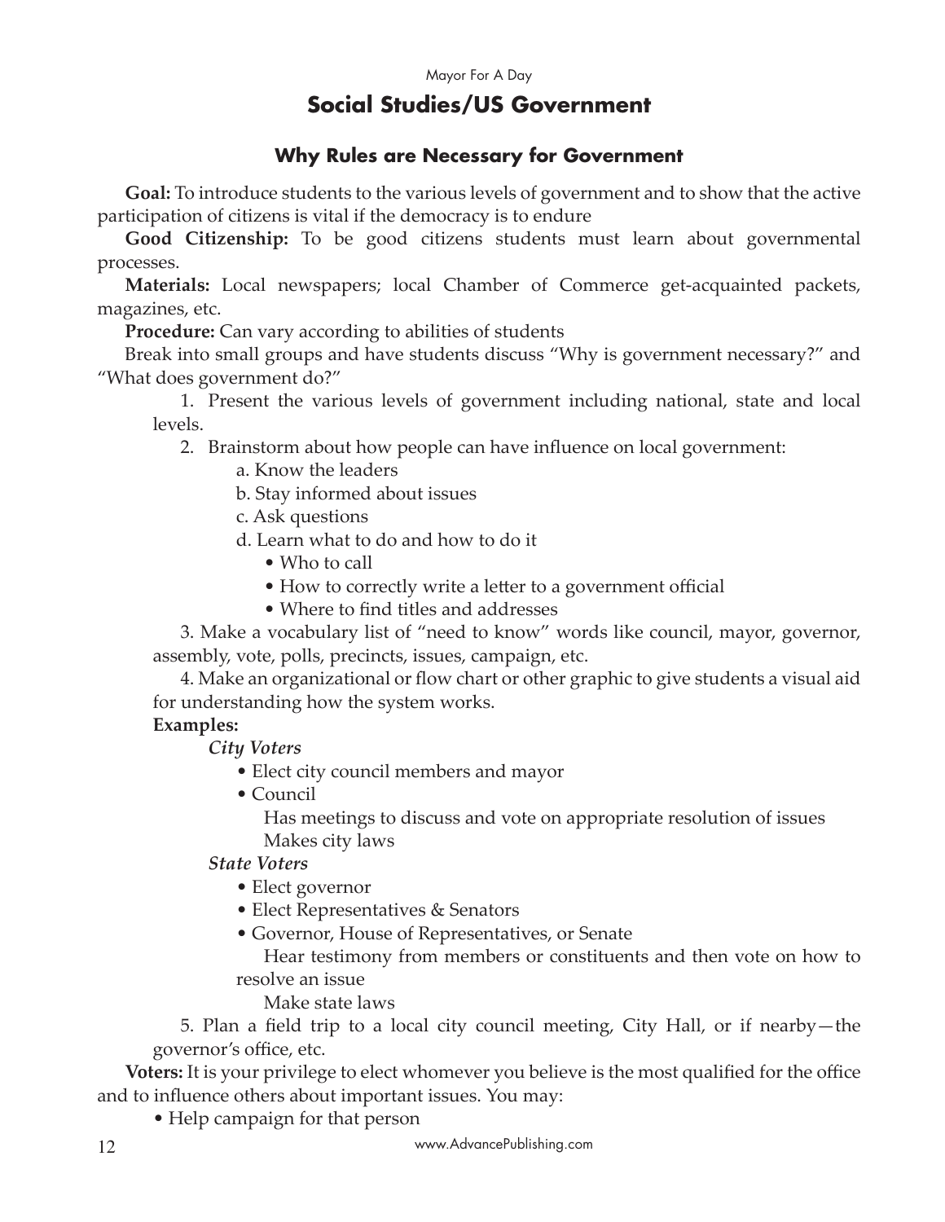## Social Studies/US Government

### Why Rules are Necessary for Government

**Goal:** To introduce students to the various levels of government and to show that the active participation of citizens is vital if the democracy is to endure

**Good Citizenship:** To be good citizens students must learn about governmental processes.

**Materials:** Local newspapers; local Chamber of Commerce get-acquainted packets, magazines, etc.

**Procedure:** Can vary according to abilities of students

Break into small groups and have students discuss "Why is government necessary?" and "What does government do?"

1. Present the various levels of government including national, state and local levels.
2. Brainstorm about how people can have influence on local government:
   - a. Know the leaders
   - b. Stay informed about issues
   - c. Ask questions
   - d. Learn what to do and how to do it
     - Who to call
     - How to correctly write a letter to a government official
     - Where to find titles and addresses
3. Make a vocabulary list of "need to know" words like council, mayor, governor, assembly, vote, polls, precincts, issues, campaign, etc.
4. Make an organizational or flow chart or other graphic to give students a visual aid for understanding how the system works.

**Examples:**

*City Voters*

- Elect city council members and mayor
- Council

  Has meetings to discuss and vote on appropriate resolution of issues

  Makes city laws

*State Voters*

- Elect governor
- Elect Representatives & Senators
- Governor, House of Representatives, or Senate

  Hear testimony from members or constituents and then vote on how to resolve an issue

  Make state laws

5. Plan a field trip to a local city council meeting, City Hall, or if nearby—the governor's office, etc.

**Voters:** It is your privilege to elect whomever you believe is the most qualified for the office and to influence others about important issues. You may:

- Help campaign for that person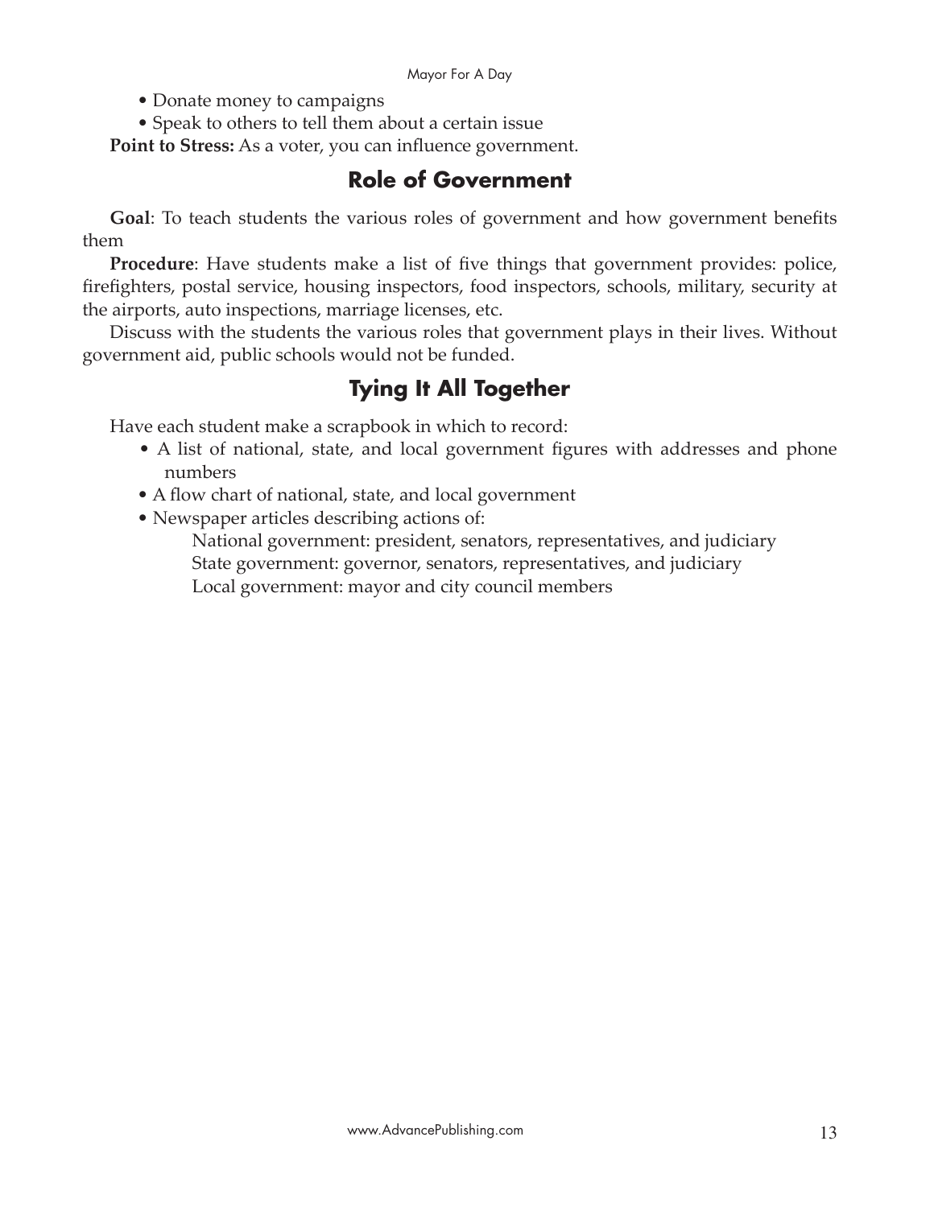- Donate money to campaigns
- Speak to others to tell them about a certain issue

**Point to Stress:** As a voter, you can influence government.

## Role of Government

**Goal**: To teach students the various roles of government and how government benefits them

**Procedure**: Have students make a list of five things that government provides: police, firefighters, postal service, housing inspectors, food inspectors, schools, military, security at the airports, auto inspections, marriage licenses, etc.

Discuss with the students the various roles that government plays in their lives. Without government aid, public schools would not be funded.

## Tying It All Together

Have each student make a scrapbook in which to record:

- A list of national, state, and local government figures with addresses and phone numbers
- A flow chart of national, state, and local government
- Newspaper articles describing actions of:
  - National government: president, senators, representatives, and judiciary
  - State government: governor, senators, representatives, and judiciary
  - Local government: mayor and city council members